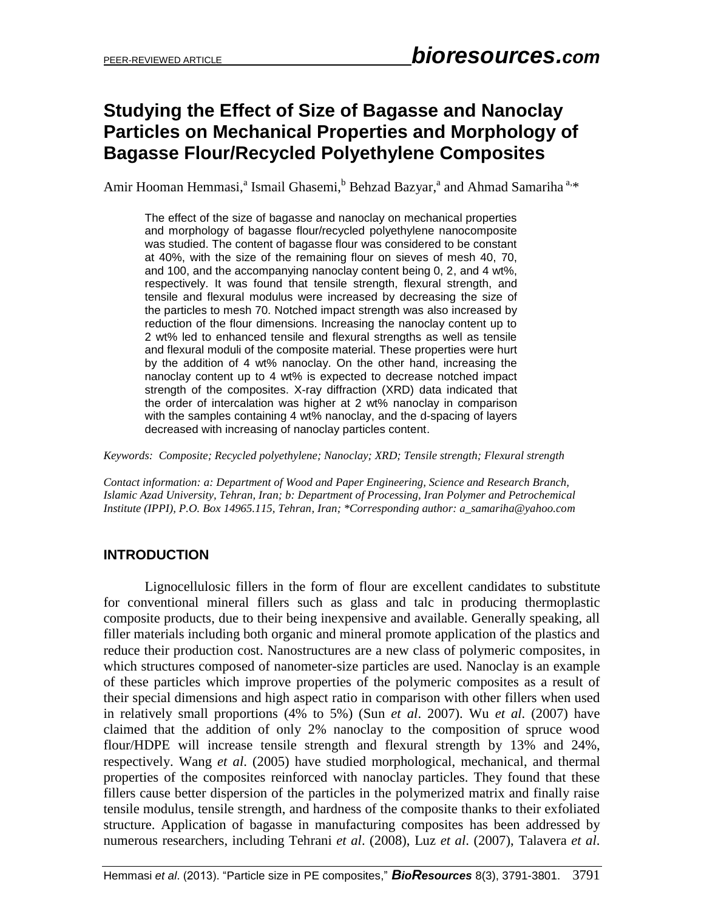# Studying the Effect of Size of Bagasse and Nanoclay Particles on Mechanical Properties and Morphology of Bagasse Flour/Recycled Polyethylene Composites

Amir Hooman Hemmasi,[a] Ismail Ghasemi,[b] Behzad Bazyar,[a] and Ahmad Samariha [a,]*

The effect of the size of bagasse and nanoclay on mechanical properties and morphology of bagasse flour/recycled polyethylene nanocomposite was studied. The content of bagasse flour was considered to be constant at 40%, with the size of the remaining flour on sieves of mesh 40, 70, and 100, and the accompanying nanoclay content being 0, 2, and 4 wt%, respectively. It was found that tensile strength, flexural strength, and tensile and flexural modulus were increased by decreasing the size of the particles to mesh 70. Notched impact strength was also increased by reduction of the flour dimensions. Increasing the nanoclay content up to 2 wt% led to enhanced tensile and flexural strengths as well as tensile and flexural moduli of the composite material. These properties were hurt by the addition of 4 wt% nanoclay. On the other hand, increasing the nanoclay content up to 4 wt% is expected to decrease notched impact strength of the composites. X-ray diffraction (XRD) data indicated that the order of intercalation was higher at 2 wt% nanoclay in comparison with the samples containing 4 wt% nanoclay, and the d-spacing of layers decreased with increasing of nanoclay particles content.

*Keywords: Composite; Recycled polyethylene; Nanoclay; XRD; Tensile strength; Flexural strength*

*Contact information: a: Department of Wood and Paper Engineering, Science and Research Branch, Islamic Azad University, Tehran, Iran; b: Department of Processing, Iran Polymer and Petrochemical Institute (IPPI), P.O. Box 14965.115, Tehran, Iran; *Corresponding author: a_samariha@yahoo.com*

## INTRODUCTION

Lignocellulosic fillers in the form of flour are excellent candidates to substitute for conventional mineral fillers such as glass and talc in producing thermoplastic composite products, due to their being inexpensive and available. Generally speaking, all filler materials including both organic and mineral promote application of the plastics and reduce their production cost. Nanostructures are a new class of polymeric composites, in which structures composed of nanometer-size particles are used. Nanoclay is an example of these particles which improve properties of the polymeric composites as a result of their special dimensions and high aspect ratio in comparison with other fillers when used in relatively small proportions (4% to 5%) (Sun *et al*. 2007). Wu *et al*. (2007) have claimed that the addition of only 2% nanoclay to the composition of spruce wood flour/HDPE will increase tensile strength and flexural strength by 13% and 24%, respectively. Wang *et al*. (2005) have studied morphological, mechanical, and thermal properties of the composites reinforced with nanoclay particles. They found that these fillers cause better dispersion of the particles in the polymerized matrix and finally raise tensile modulus, tensile strength, and hardness of the composite thanks to their exfoliated structure. Application of bagasse in manufacturing composites has been addressed by numerous researchers, including Tehrani *et al*. (2008), Luz *et al*. (2007), Talavera *et al*.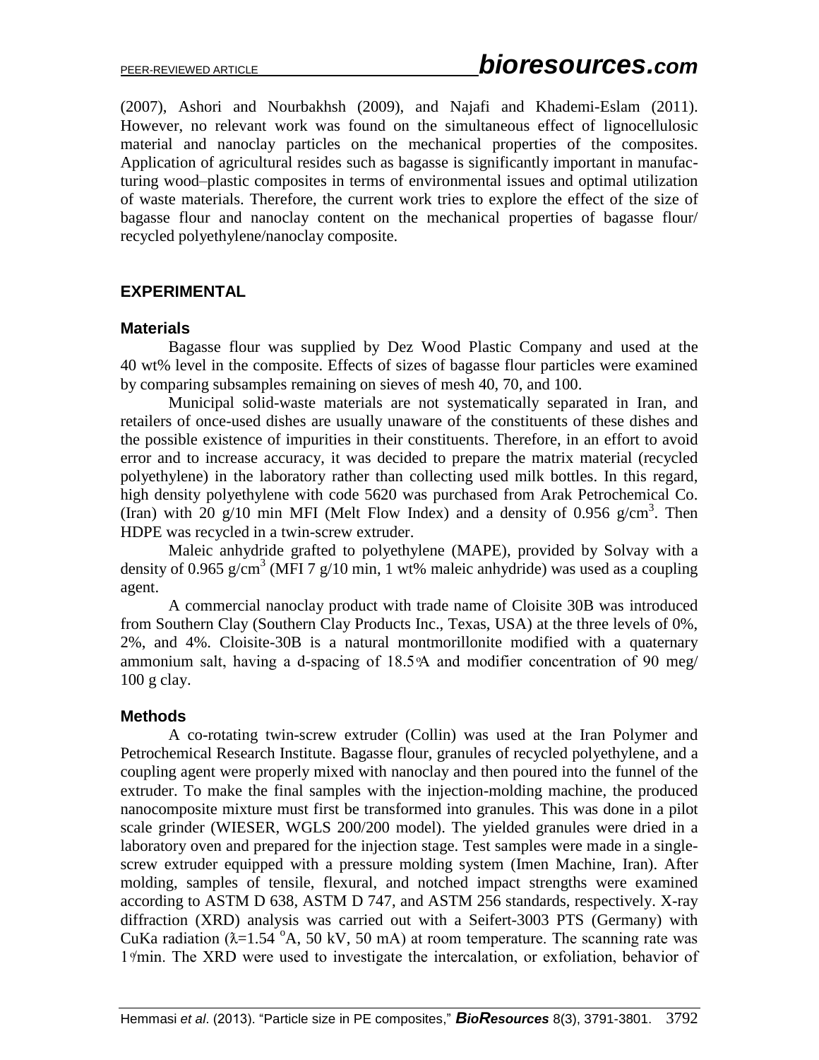(2007), Ashori and Nourbakhsh (2009), and Najafi and Khademi-Eslam (2011). However, no relevant work was found on the simultaneous effect of lignocellulosic material and nanoclay particles on the mechanical properties of the composites. Application of agricultural resides such as bagasse is significantly important in manufacturing wood–plastic composites in terms of environmental issues and optimal utilization of waste materials. Therefore, the current work tries to explore the effect of the size of bagasse flour and nanoclay content on the mechanical properties of bagasse flour/ recycled polyethylene/nanoclay composite.

## EXPERIMENTAL

### Materials

Bagasse flour was supplied by Dez Wood Plastic Company and used at the 40 wt% level in the composite. Effects of sizes of bagasse flour particles were examined by comparing subsamples remaining on sieves of mesh 40, 70, and 100.

Municipal solid-waste materials are not systematically separated in Iran, and retailers of once-used dishes are usually unaware of the constituents of these dishes and the possible existence of impurities in their constituents. Therefore, in an effort to avoid error and to increase accuracy, it was decided to prepare the matrix material (recycled polyethylene) in the laboratory rather than collecting used milk bottles. In this regard, high density polyethylene with code 5620 was purchased from Arak Petrochemical Co. (Iran) with 20 g/10 min MFI (Melt Flow Index) and a density of 0.956 g/cm$^3$. Then HDPE was recycled in a twin-screw extruder.

Maleic anhydride grafted to polyethylene (MAPE), provided by Solvay with a density of 0.965 g/cm$^3$ (MFI 7 g/10 min, 1 wt% maleic anhydride) was used as a coupling agent.

A commercial nanoclay product with trade name of Cloisite 30B was introduced from Southern Clay (Southern Clay Products Inc., Texas, USA) at the three levels of 0%, 2%, and 4%. Cloisite-30B is a natural montmorillonite modified with a quaternary ammonium salt, having a d-spacing of 18.5°A and modifier concentration of 90 meg/ 100 g clay.

### Methods

A co-rotating twin-screw extruder (Collin) was used at the Iran Polymer and Petrochemical Research Institute. Bagasse flour, granules of recycled polyethylene, and a coupling agent were properly mixed with nanoclay and then poured into the funnel of the extruder. To make the final samples with the injection-molding machine, the produced nanocomposite mixture must first be transformed into granules. This was done in a pilot scale grinder (WIESER, WGLS 200/200 model). The yielded granules were dried in a laboratory oven and prepared for the injection stage. Test samples were made in a single-screw extruder equipped with a pressure molding system (Imen Machine, Iran). After molding, samples of tensile, flexural, and notched impact strengths were examined according to ASTM D 638, ASTM D 747, and ASTM 256 standards, respectively. X-ray diffraction (XRD) analysis was carried out with a Seifert-3003 PTS (Germany) with CuKa radiation ($\lambda$=1.54 °A, 50 kV, 50 mA) at room temperature. The scanning rate was 1°/min. The XRD were used to investigate the intercalation, or exfoliation, behavior of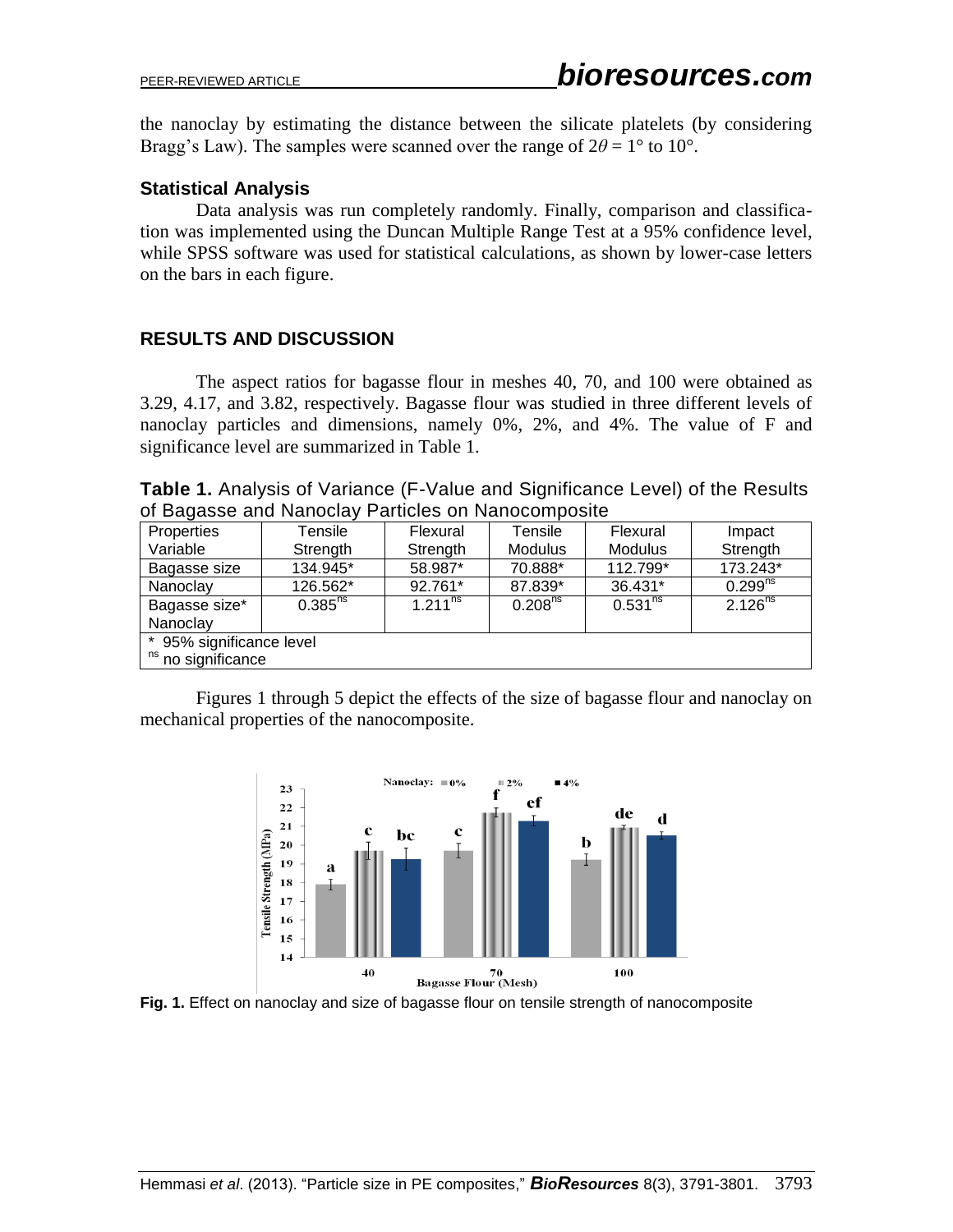the nanoclay by estimating the distance between the silicate platelets (by considering Bragg's Law). The samples were scanned over the range of $2\theta = 1°$ to $10°$.

### Statistical Analysis

Data analysis was run completely randomly. Finally, comparison and classification was implemented using the Duncan Multiple Range Test at a 95% confidence level, while SPSS software was used for statistical calculations, as shown by lower-case letters on the bars in each figure.

## RESULTS AND DISCUSSION

The aspect ratios for bagasse flour in meshes 40, 70, and 100 were obtained as 3.29, 4.17, and 3.82, respectively. Bagasse flour was studied in three different levels of nanoclay particles and dimensions, namely 0%, 2%, and 4%. The value of F and significance level are summarized in Table 1.

**Table 1.** Analysis of Variance (F-Value and Significance Level) of the Results of Bagasse and Nanoclay Particles on Nanocomposite

| Properties Variable | Tensile Strength | Flexural Strength | Tensile Modulus | Flexural Modulus | Impact Strength |
|---|---|---|---|---|---|
| Bagasse size | 134.945* | 58.987* | 70.888* | 112.799* | 173.243* |
| Nanoclay | 126.562* | 92.761* | 87.839* | 36.431* | $0.299^{ns}$ |
| Bagasse size* Nanoclay | $0.385^{ns}$ | $1.211^{ns}$ | $0.208^{ns}$ | $0.531^{ns}$ | $2.126^{ns}$ |

\* 95% significance level
ns no significance

Figures 1 through 5 depict the effects of the size of bagasse flour and nanoclay on mechanical properties of the nanocomposite.

**Fig. 1.** Effect on nanoclay and size of bagasse flour on tensile strength of nanocomposite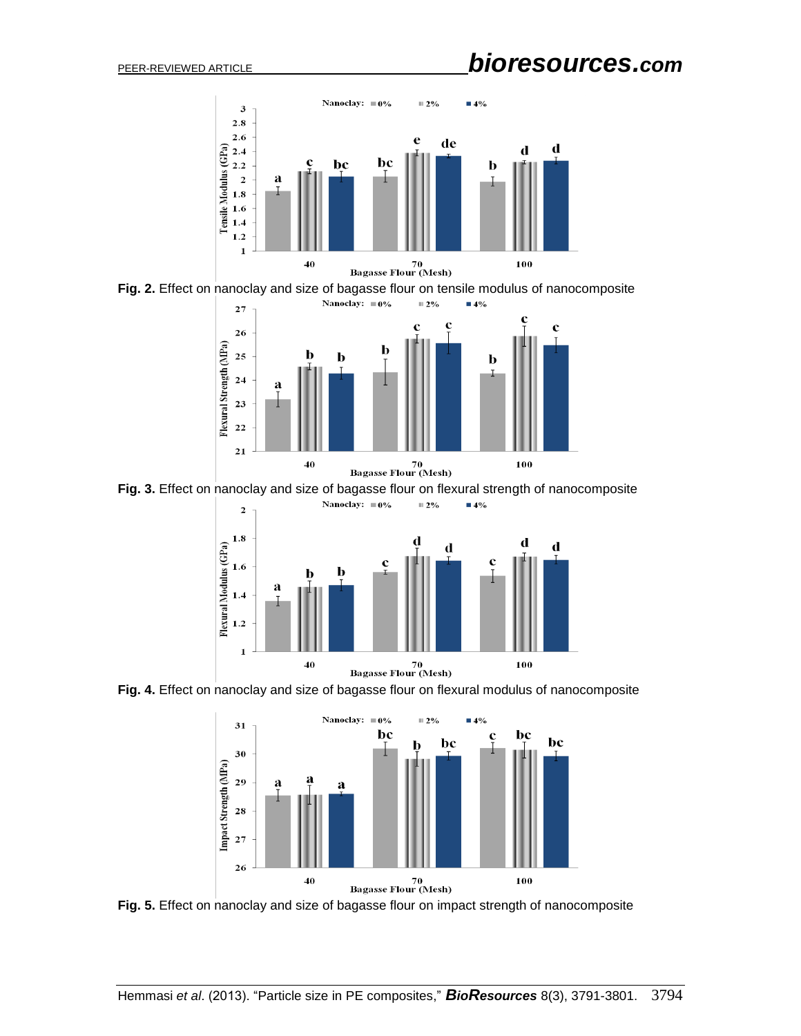Fig. 2. Effect on nanoclay and size of bagasse flour on tensile modulus of nanocomposite

Fig. 3. Effect on nanoclay and size of bagasse flour on flexural strength of nanocomposite

Fig. 4. Effect on nanoclay and size of bagasse flour on flexural modulus of nanocomposite

Fig. 5. Effect on nanoclay and size of bagasse flour on impact strength of nanocomposite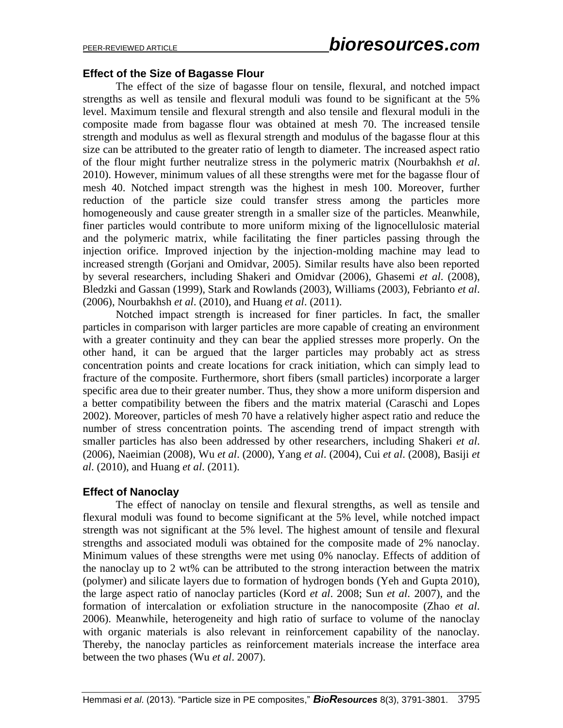### Effect of the Size of Bagasse Flour

The effect of the size of bagasse flour on tensile, flexural, and notched impact strengths as well as tensile and flexural moduli was found to be significant at the 5% level. Maximum tensile and flexural strength and also tensile and flexural moduli in the composite made from bagasse flour was obtained at mesh 70. The increased tensile strength and modulus as well as flexural strength and modulus of the bagasse flour at this size can be attributed to the greater ratio of length to diameter. The increased aspect ratio of the flour might further neutralize stress in the polymeric matrix (Nourbakhsh *et al*. 2010). However, minimum values of all these strengths were met for the bagasse flour of mesh 40. Notched impact strength was the highest in mesh 100. Moreover, further reduction of the particle size could transfer stress among the particles more homogeneously and cause greater strength in a smaller size of the particles. Meanwhile, finer particles would contribute to more uniform mixing of the lignocellulosic material and the polymeric matrix, while facilitating the finer particles passing through the injection orifice. Improved injection by the injection-molding machine may lead to increased strength (Gorjani and Omidvar, 2005). Similar results have also been reported by several researchers, including Shakeri and Omidvar (2006), Ghasemi *et al*. (2008), Bledzki and Gassan (1999), Stark and Rowlands (2003), Williams (2003), Febrianto *et al*. (2006), Nourbakhsh *et al*. (2010), and Huang *et al*. (2011).

Notched impact strength is increased for finer particles. In fact, the smaller particles in comparison with larger particles are more capable of creating an environment with a greater continuity and they can bear the applied stresses more properly. On the other hand, it can be argued that the larger particles may probably act as stress concentration points and create locations for crack initiation, which can simply lead to fracture of the composite. Furthermore, short fibers (small particles) incorporate a larger specific area due to their greater number. Thus, they show a more uniform dispersion and a better compatibility between the fibers and the matrix material (Caraschi and Lopes 2002). Moreover, particles of mesh 70 have a relatively higher aspect ratio and reduce the number of stress concentration points. The ascending trend of impact strength with smaller particles has also been addressed by other researchers, including Shakeri *et al*. (2006), Naeimian (2008), Wu *et al*. (2000), Yang *et al*. (2004), Cui *et al*. (2008), Basiji *et al*. (2010), and Huang *et al*. (2011).

### Effect of Nanoclay

The effect of nanoclay on tensile and flexural strengths, as well as tensile and flexural moduli was found to become significant at the 5% level, while notched impact strength was not significant at the 5% level. The highest amount of tensile and flexural strengths and associated moduli was obtained for the composite made of 2% nanoclay. Minimum values of these strengths were met using 0% nanoclay. Effects of addition of the nanoclay up to 2 wt% can be attributed to the strong interaction between the matrix (polymer) and silicate layers due to formation of hydrogen bonds (Yeh and Gupta 2010), the large aspect ratio of nanoclay particles (Kord *et al*. 2008; Sun *et al*. 2007), and the formation of intercalation or exfoliation structure in the nanocomposite (Zhao *et al*. 2006). Meanwhile, heterogeneity and high ratio of surface to volume of the nanoclay with organic materials is also relevant in reinforcement capability of the nanoclay. Thereby, the nanoclay particles as reinforcement materials increase the interface area between the two phases (Wu *et al*. 2007).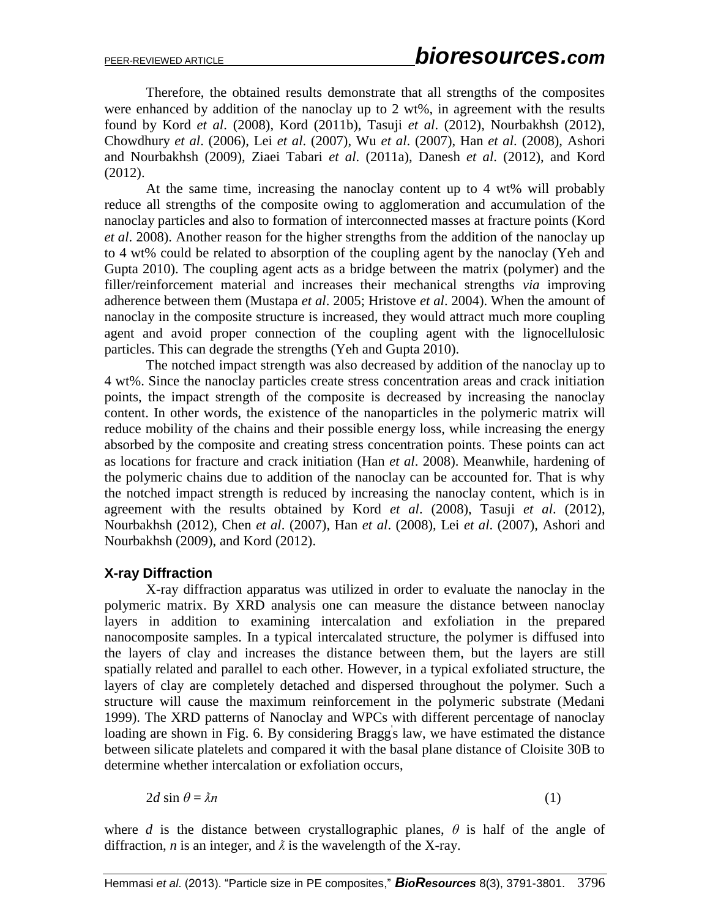Therefore, the obtained results demonstrate that all strengths of the composites were enhanced by addition of the nanoclay up to 2 wt%, in agreement with the results found by Kord *et al*. (2008), Kord (2011b), Tasuji *et al*. (2012), Nourbakhsh (2012), Chowdhury *et al*. (2006), Lei *et al*. (2007), Wu *et al*. (2007), Han *et al*. (2008), Ashori and Nourbakhsh (2009), Ziaei Tabari *et al*. (2011a), Danesh *et al*. (2012), and Kord (2012).

At the same time, increasing the nanoclay content up to 4 wt% will probably reduce all strengths of the composite owing to agglomeration and accumulation of the nanoclay particles and also to formation of interconnected masses at fracture points (Kord *et al*. 2008). Another reason for the higher strengths from the addition of the nanoclay up to 4 wt% could be related to absorption of the coupling agent by the nanoclay (Yeh and Gupta 2010). The coupling agent acts as a bridge between the matrix (polymer) and the filler/reinforcement material and increases their mechanical strengths *via* improving adherence between them (Mustapa *et al*. 2005; Hristove *et al*. 2004). When the amount of nanoclay in the composite structure is increased, they would attract much more coupling agent and avoid proper connection of the coupling agent with the lignocellulosic particles. This can degrade the strengths (Yeh and Gupta 2010).

The notched impact strength was also decreased by addition of the nanoclay up to 4 wt%. Since the nanoclay particles create stress concentration areas and crack initiation points, the impact strength of the composite is decreased by increasing the nanoclay content. In other words, the existence of the nanoparticles in the polymeric matrix will reduce mobility of the chains and their possible energy loss, while increasing the energy absorbed by the composite and creating stress concentration points. These points can act as locations for fracture and crack initiation (Han *et al*. 2008). Meanwhile, hardening of the polymeric chains due to addition of the nanoclay can be accounted for. That is why the notched impact strength is reduced by increasing the nanoclay content, which is in agreement with the results obtained by Kord *et al*. (2008), Tasuji *et al*. (2012), Nourbakhsh (2012), Chen *et al*. (2007), Han *et al*. (2008), Lei *et al*. (2007), Ashori and Nourbakhsh (2009), and Kord (2012).

### X-ray Diffraction

X-ray diffraction apparatus was utilized in order to evaluate the nanoclay in the polymeric matrix. By XRD analysis one can measure the distance between nanoclay layers in addition to examining intercalation and exfoliation in the prepared nanocomposite samples. In a typical intercalated structure, the polymer is diffused into the layers of clay and increases the distance between them, but the layers are still spatially related and parallel to each other. However, in a typical exfoliated structure, the layers of clay are completely detached and dispersed throughout the polymer. Such a structure will cause the maximum reinforcement in the polymeric substrate (Medani 1999). The XRD patterns of Nanoclay and WPCs with different percentage of nanoclay loading are shown in Fig. 6. By considering Bragg's law, we have estimated the distance between silicate platelets and compared it with the basal plane distance of Cloisite 30B to determine whether intercalation or exfoliation occurs,

$$2d \sin \theta = \lambda n \qquad (1)$$

where $d$ is the distance between crystallographic planes, $\theta$ is half of the angle of diffraction, $n$ is an integer, and $\lambda$ is the wavelength of the X-ray.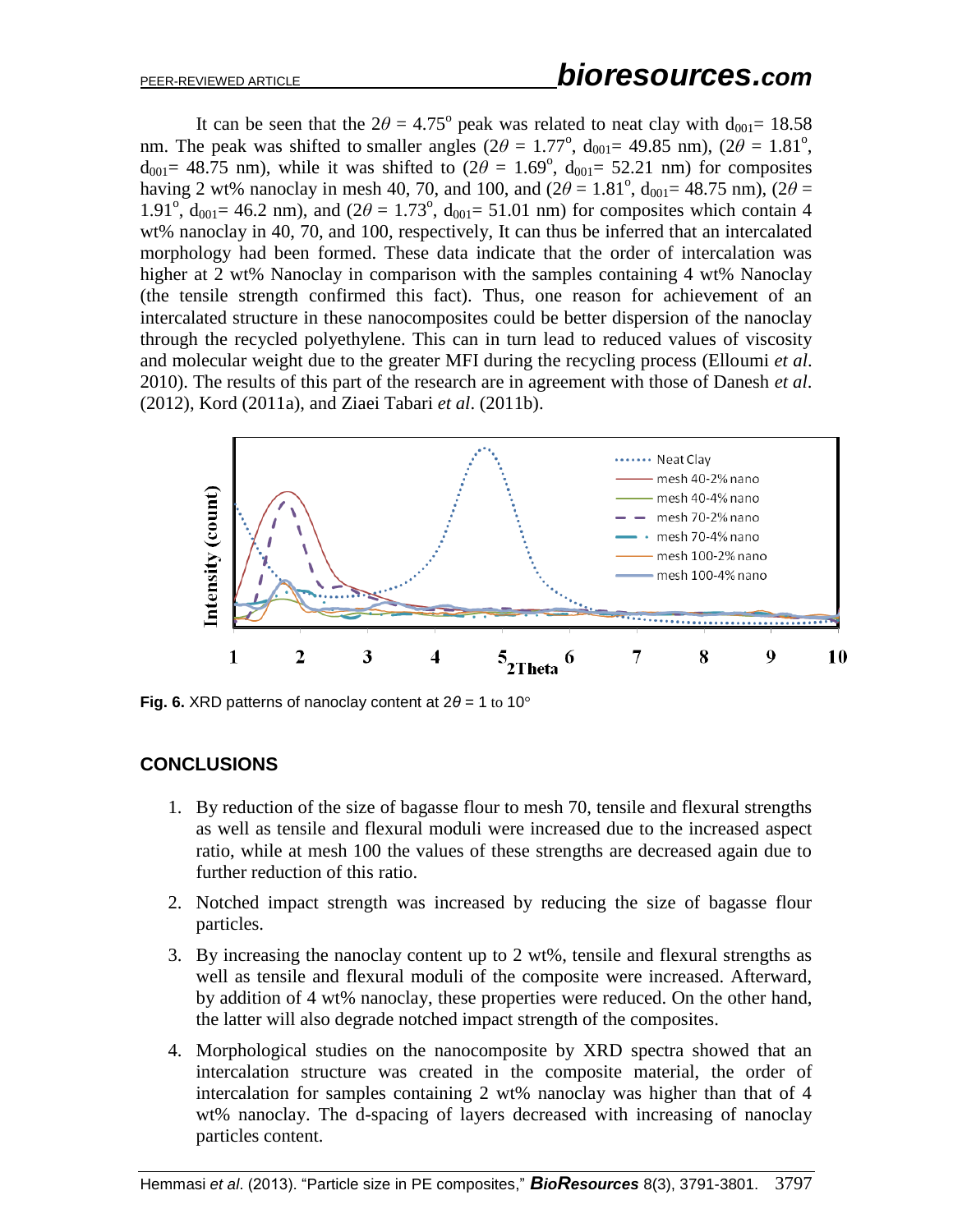It can be seen that the $2\theta = 4.75^{o}$ peak was related to neat clay with $d_{001}$= 18.58 nm. The peak was shifted to smaller angles ($2\theta = 1.77^{o}$, $d_{001}$= 49.85 nm), ($2\theta = 1.81^{o}$, $d_{001}$= 48.75 nm), while it was shifted to ($2\theta = 1.69^{o}$, $d_{001}$= 52.21 nm) for composites having 2 wt% nanoclay in mesh 40, 70, and 100, and ($2\theta = 1.81^{o}$, $d_{001}$= 48.75 nm), ($2\theta = 1.91^{o}$, $d_{001}$= 46.2 nm), and ($2\theta = 1.73^{o}$, $d_{001}$= 51.01 nm) for composites which contain 4 wt% nanoclay in 40, 70, and 100, respectively, It can thus be inferred that an intercalated morphology had been formed. These data indicate that the order of intercalation was higher at 2 wt% Nanoclay in comparison with the samples containing 4 wt% Nanoclay (the tensile strength confirmed this fact). Thus, one reason for achievement of an intercalated structure in these nanocomposites could be better dispersion of the nanoclay through the recycled polyethylene. This can in turn lead to reduced values of viscosity and molecular weight due to the greater MFI during the recycling process (Elloumi *et al*. 2010). The results of this part of the research are in agreement with those of Danesh *et al*. (2012), Kord (2011a), and Ziaei Tabari *et al*. (2011b).

**Fig. 6.** XRD patterns of nanoclay content at $2\theta$ = 1 to 10°

## CONCLUSIONS

1. By reduction of the size of bagasse flour to mesh 70, tensile and flexural strengths as well as tensile and flexural moduli were increased due to the increased aspect ratio, while at mesh 100 the values of these strengths are decreased again due to further reduction of this ratio.
2. Notched impact strength was increased by reducing the size of bagasse flour particles.
3. By increasing the nanoclay content up to 2 wt%, tensile and flexural strengths as well as tensile and flexural moduli of the composite were increased. Afterward, by addition of 4 wt% nanoclay, these properties were reduced. On the other hand, the latter will also degrade notched impact strength of the composites.
4. Morphological studies on the nanocomposite by XRD spectra showed that an intercalation structure was created in the composite material, the order of intercalation for samples containing 2 wt% nanoclay was higher than that of 4 wt% nanoclay. The d-spacing of layers decreased with increasing of nanoclay particles content.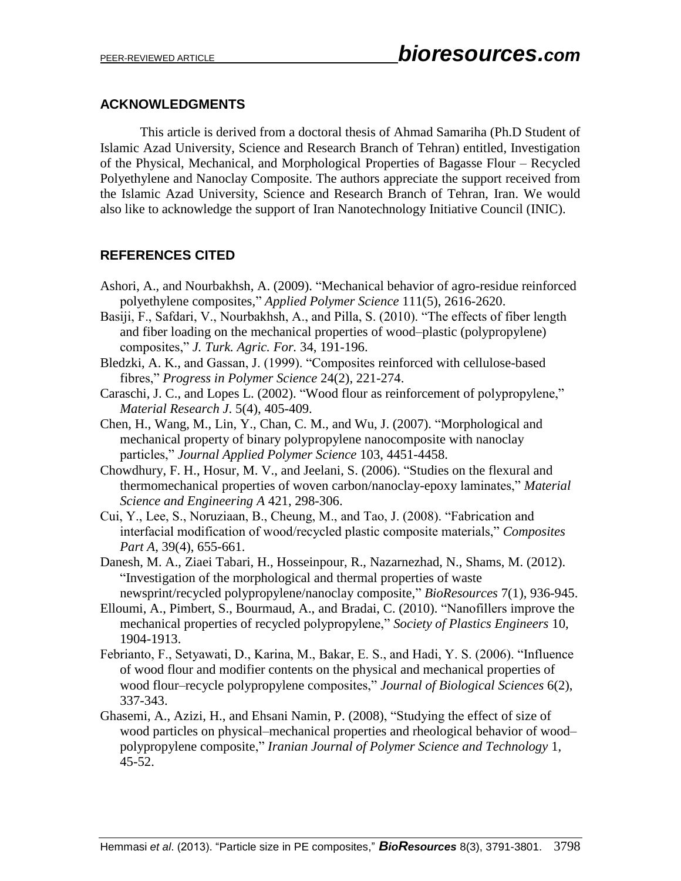## ACKNOWLEDGMENTS

This article is derived from a doctoral thesis of Ahmad Samariha (Ph.D Student of Islamic Azad University, Science and Research Branch of Tehran) entitled, Investigation of the Physical, Mechanical, and Morphological Properties of Bagasse Flour – Recycled Polyethylene and Nanoclay Composite. The authors appreciate the support received from the Islamic Azad University, Science and Research Branch of Tehran, Iran. We would also like to acknowledge the support of Iran Nanotechnology Initiative Council (INIC).

## REFERENCES CITED

Ashori, A., and Nourbakhsh, A. (2009). "Mechanical behavior of agro-residue reinforced polyethylene composites," *Applied Polymer Science* 111(5), 2616-2620.

Basiji, F., Safdari, V., Nourbakhsh, A., and Pilla, S. (2010). "The effects of fiber length and fiber loading on the mechanical properties of wood–plastic (polypropylene) composites," *J. Turk. Agric. For.* 34, 191-196.

Bledzki, A. K., and Gassan, J. (1999). "Composites reinforced with cellulose-based fibres," *Progress in Polymer Science* 24(2), 221-274.

Caraschi, J. C., and Lopes L. (2002). "Wood flour as reinforcement of polypropylene," *Material Research J.* 5(4), 405-409.

Chen, H., Wang, M., Lin, Y., Chan, C. M., and Wu, J. (2007). "Morphological and mechanical property of binary polypropylene nanocomposite with nanoclay particles," *Journal Applied Polymer Science* 103, 4451-4458.

Chowdhury, F. H., Hosur, M. V., and Jeelani, S. (2006). "Studies on the flexural and thermomechanical properties of woven carbon/nanoclay-epoxy laminates," *Material Science and Engineering A* 421, 298-306.

Cui, Y., Lee, S., Noruziaan, B., Cheung, M., and Tao, J. (2008). "Fabrication and interfacial modification of wood/recycled plastic composite materials," *Composites Part A*, 39(4), 655-661.

Danesh, M. A., Ziaei Tabari, H., Hosseinpour, R., Nazarnezhad, N., Shams, M. (2012). "Investigation of the morphological and thermal properties of waste newsprint/recycled polypropylene/nanoclay composite," *BioResources* 7(1), 936-945.

Elloumi, A., Pimbert, S., Bourmaud, A., and Bradai, C. (2010). "Nanofillers improve the mechanical properties of recycled polypropylene," *Society of Plastics Engineers* 10, 1904-1913.

Febrianto, F., Setyawati, D., Karina, M., Bakar, E. S., and Hadi, Y. S. (2006). "Influence of wood flour and modifier contents on the physical and mechanical properties of wood flour–recycle polypropylene composites," *Journal of Biological Sciences* 6(2), 337-343.

Ghasemi, A., Azizi, H., and Ehsani Namin, P. (2008), "Studying the effect of size of wood particles on physical–mechanical properties and rheological behavior of wood–polypropylene composite," *Iranian Journal of Polymer Science and Technology* 1, 45-52.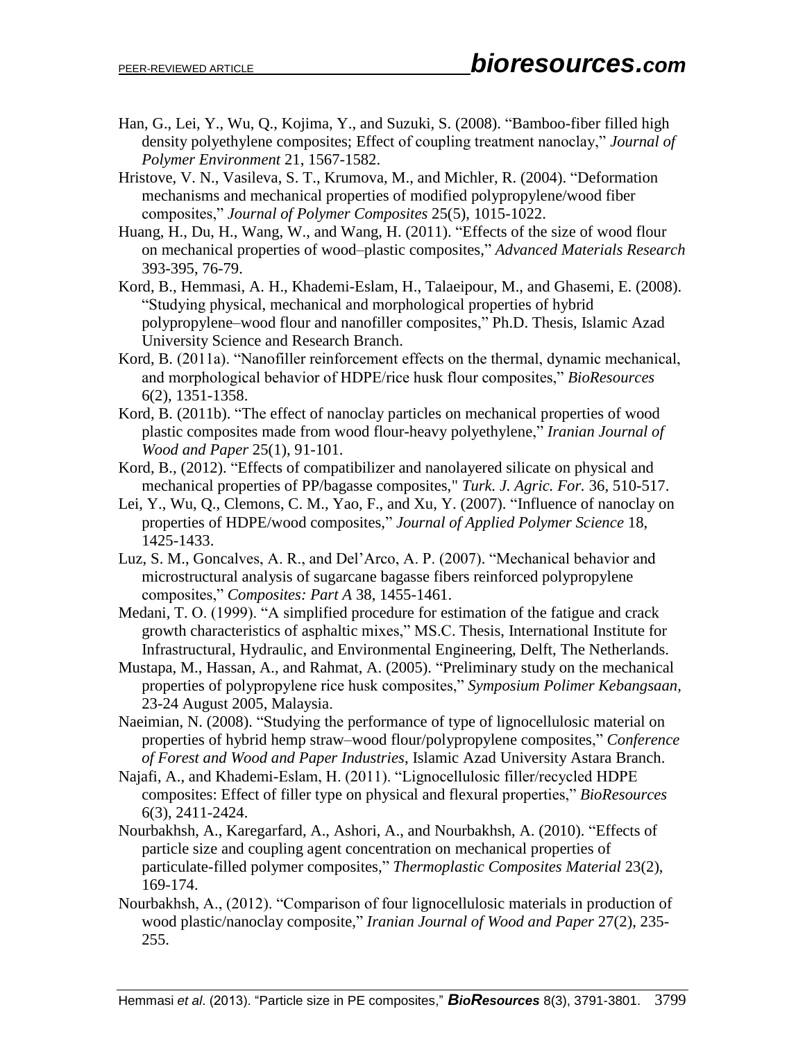Han, G., Lei, Y., Wu, Q., Kojima, Y., and Suzuki, S. (2008). "Bamboo-fiber filled high density polyethylene composites; Effect of coupling treatment nanoclay," *Journal of Polymer Environment* 21, 1567-1582.

Hristove, V. N., Vasileva, S. T., Krumova, M., and Michler, R. (2004). "Deformation mechanisms and mechanical properties of modified polypropylene/wood fiber composites," *Journal of Polymer Composites* 25(5), 1015-1022.

Huang, H., Du, H., Wang, W., and Wang, H. (2011). "Effects of the size of wood flour on mechanical properties of wood–plastic composites," *Advanced Materials Research* 393-395, 76-79.

Kord, B., Hemmasi, A. H., Khademi-Eslam, H., Talaeipour, M., and Ghasemi, E. (2008). "Studying physical, mechanical and morphological properties of hybrid polypropylene–wood flour and nanofiller composites," Ph.D. Thesis, Islamic Azad University Science and Research Branch.

Kord, B. (2011a). "Nanofiller reinforcement effects on the thermal, dynamic mechanical, and morphological behavior of HDPE/rice husk flour composites," *BioResources* 6(2), 1351-1358.

Kord, B. (2011b). "The effect of nanoclay particles on mechanical properties of wood plastic composites made from wood flour-heavy polyethylene," *Iranian Journal of Wood and Paper* 25(1), 91-101.

Kord, B., (2012). "Effects of compatibilizer and nanolayered silicate on physical and mechanical properties of PP/bagasse composites," *Turk. J. Agric. For.* 36, 510-517.

Lei, Y., Wu, Q., Clemons, C. M., Yao, F., and Xu, Y. (2007). "Influence of nanoclay on properties of HDPE/wood composites," *Journal of Applied Polymer Science* 18, 1425-1433.

Luz, S. M., Goncalves, A. R., and Del'Arco, A. P. (2007). "Mechanical behavior and microstructural analysis of sugarcane bagasse fibers reinforced polypropylene composites," *Composites: Part A* 38, 1455-1461.

Medani, T. O. (1999). "A simplified procedure for estimation of the fatigue and crack growth characteristics of asphaltic mixes," MS.C. Thesis, International Institute for Infrastructural, Hydraulic, and Environmental Engineering, Delft, The Netherlands.

Mustapa, M., Hassan, A., and Rahmat, A. (2005). "Preliminary study on the mechanical properties of polypropylene rice husk composites," *Symposium Polimer Kebangsaan*, 23-24 August 2005, Malaysia.

Naeimian, N. (2008). "Studying the performance of type of lignocellulosic material on properties of hybrid hemp straw–wood flour/polypropylene composites," *Conference of Forest and Wood and Paper Industries*, Islamic Azad University Astara Branch.

Najafi, A., and Khademi-Eslam, H. (2011). "Lignocellulosic filler/recycled HDPE composites: Effect of filler type on physical and flexural properties," *BioResources* 6(3), 2411-2424.

Nourbakhsh, A., Karegarfard, A., Ashori, A., and Nourbakhsh, A. (2010). "Effects of particle size and coupling agent concentration on mechanical properties of particulate-filled polymer composites," *Thermoplastic Composites Material* 23(2), 169-174.

Nourbakhsh, A., (2012). "Comparison of four lignocellulosic materials in production of wood plastic/nanoclay composite," *Iranian Journal of Wood and Paper* 27(2), 235-255.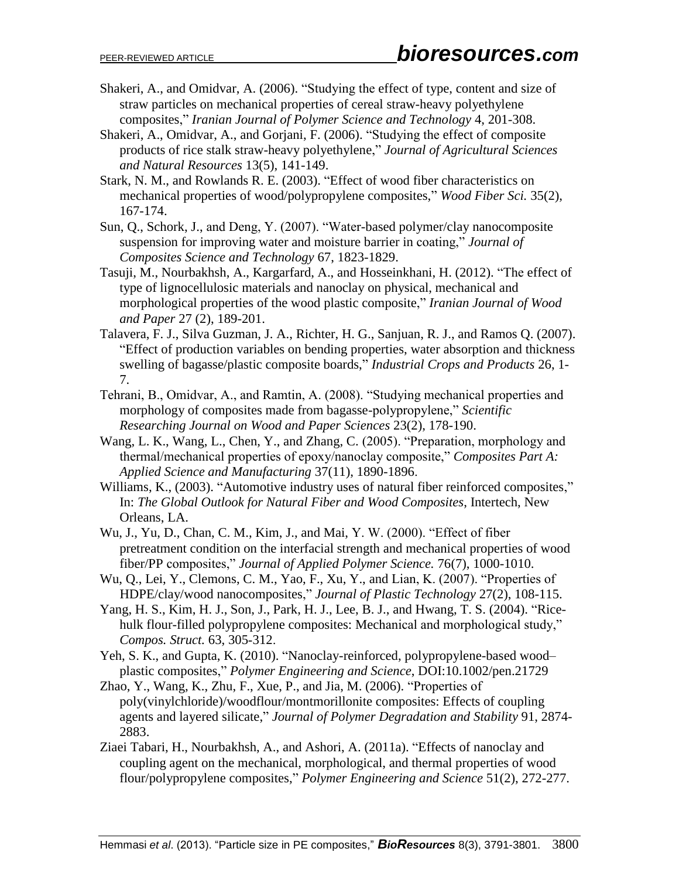Shakeri, A., and Omidvar, A. (2006). "Studying the effect of type, content and size of straw particles on mechanical properties of cereal straw-heavy polyethylene composites," *Iranian Journal of Polymer Science and Technology* 4, 201-308.

Shakeri, A., Omidvar, A., and Gorjani, F. (2006). "Studying the effect of composite products of rice stalk straw-heavy polyethylene," *Journal of Agricultural Sciences and Natural Resources* 13(5), 141-149.

Stark, N. M., and Rowlands R. E. (2003). "Effect of wood fiber characteristics on mechanical properties of wood/polypropylene composites," *Wood Fiber Sci.* 35(2), 167-174.

Sun, Q., Schork, J., and Deng, Y. (2007). "Water-based polymer/clay nanocomposite suspension for improving water and moisture barrier in coating," *Journal of Composites Science and Technology* 67, 1823-1829.

Tasuji, M., Nourbakhsh, A., Kargarfard, A., and Hosseinkhani, H. (2012). "The effect of type of lignocellulosic materials and nanoclay on physical, mechanical and morphological properties of the wood plastic composite," *Iranian Journal of Wood and Paper* 27 (2), 189-201.

Talavera, F. J., Silva Guzman, J. A., Richter, H. G., Sanjuan, R. J., and Ramos Q. (2007). "Effect of production variables on bending properties, water absorption and thickness swelling of bagasse/plastic composite boards," *Industrial Crops and Products* 26, 1-7.

Tehrani, B., Omidvar, A., and Ramtin, A. (2008). "Studying mechanical properties and morphology of composites made from bagasse-polypropylene," *Scientific Researching Journal on Wood and Paper Sciences* 23(2), 178-190.

Wang, L. K., Wang, L., Chen, Y., and Zhang, C. (2005). "Preparation, morphology and thermal/mechanical properties of epoxy/nanoclay composite," *Composites Part A: Applied Science and Manufacturing* 37(11), 1890-1896.

Williams, K., (2003). "Automotive industry uses of natural fiber reinforced composites," In: *The Global Outlook for Natural Fiber and Wood Composites*, Intertech, New Orleans, LA.

Wu, J., Yu, D., Chan, C. M., Kim, J., and Mai, Y. W. (2000). "Effect of fiber pretreatment condition on the interfacial strength and mechanical properties of wood fiber/PP composites," *Journal of Applied Polymer Science.* 76(7), 1000-1010.

Wu, Q., Lei, Y., Clemons, C. M., Yao, F., Xu, Y., and Lian, K. (2007). "Properties of HDPE/clay/wood nanocomposites," *Journal of Plastic Technology* 27(2), 108-115.

Yang, H. S., Kim, H. J., Son, J., Park, H. J., Lee, B. J., and Hwang, T. S. (2004). "Rice-hulk flour-filled polypropylene composites: Mechanical and morphological study," *Compos. Struct.* 63, 305-312.

Yeh, S. K., and Gupta, K. (2010). "Nanoclay-reinforced, polypropylene-based wood–plastic composites," *Polymer Engineering and Science*, DOI:10.1002/pen.21729

Zhao, Y., Wang, K., Zhu, F., Xue, P., and Jia, M. (2006). "Properties of poly(vinylchloride)/woodflour/montmorillonite composites: Effects of coupling agents and layered silicate," *Journal of Polymer Degradation and Stability* 91, 2874-2883.

Ziaei Tabari, H., Nourbakhsh, A., and Ashori, A. (2011a). "Effects of nanoclay and coupling agent on the mechanical, morphological, and thermal properties of wood flour/polypropylene composites," *Polymer Engineering and Science* 51(2), 272-277.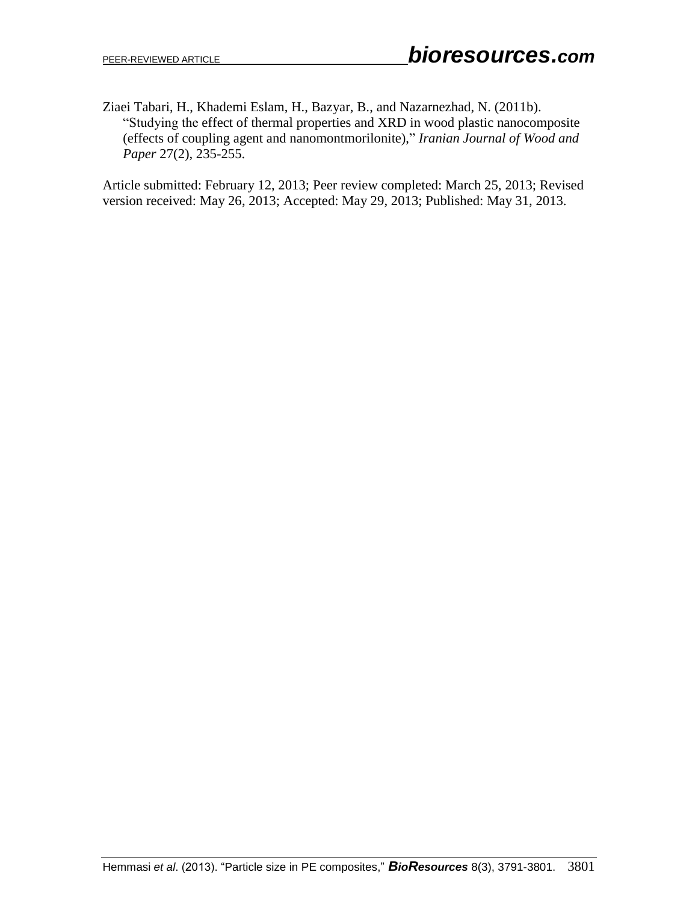Ziaei Tabari, H., Khademi Eslam, H., Bazyar, B., and Nazarnezhad, N. (2011b). "Studying the effect of thermal properties and XRD in wood plastic nanocomposite (effects of coupling agent and nanomontmorilonite)," *Iranian Journal of Wood and Paper* 27(2), 235-255.

Article submitted: February 12, 2013; Peer review completed: March 25, 2013; Revised version received: May 26, 2013; Accepted: May 29, 2013; Published: May 31, 2013.